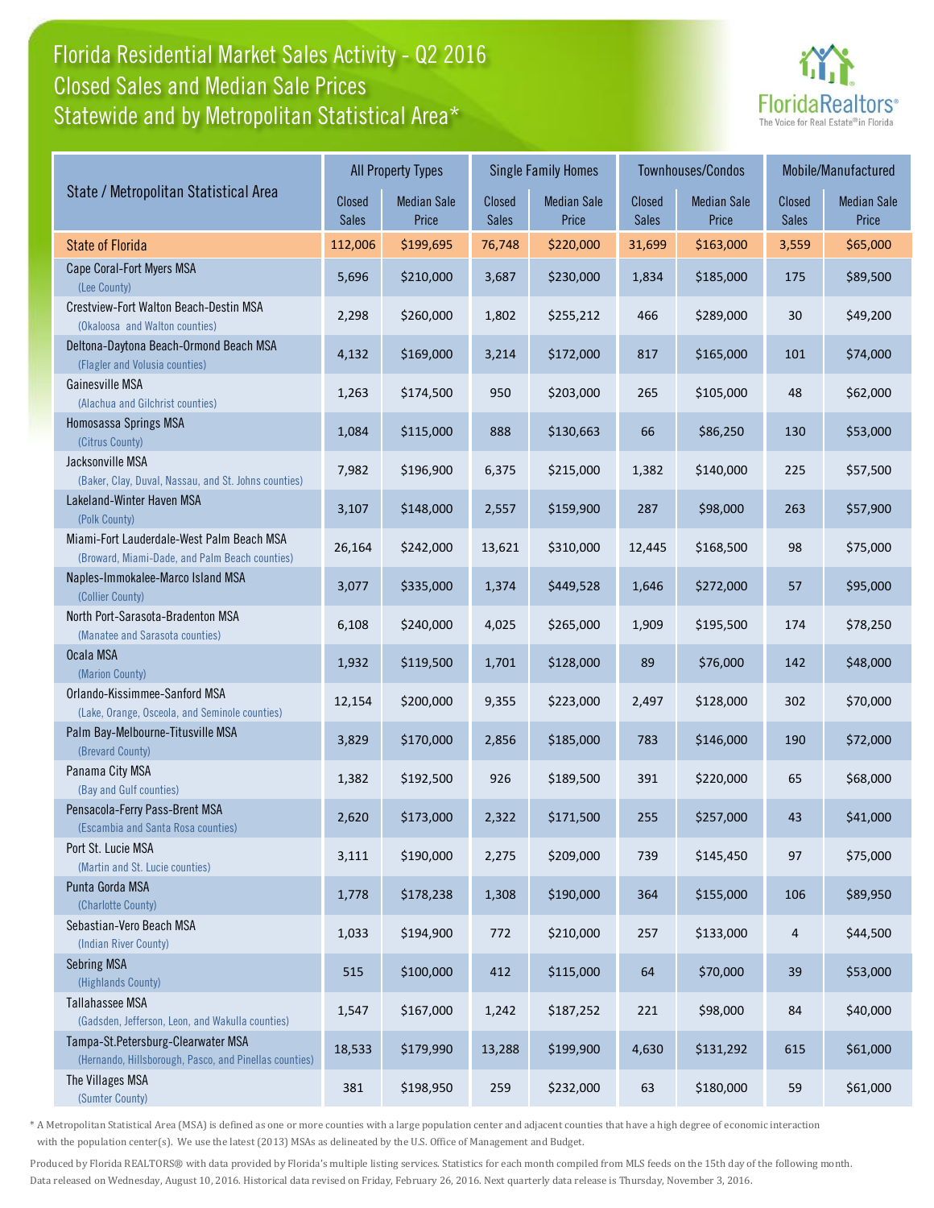# Florida Residential Market Sales Activity - Q2 2016
## Closed Sales and Median Sale Prices
## Statewide and by Metropolitan Statistical Area*

FloridaRealtors® The Voice for Real Estate® in Florida

| State / Metropolitan Statistical Area | All Property Types | | Single Family Homes | | Townhouses/Condos | | Mobile/Manufactured | |
|---|---|---|---|---|---|---|---|---|
| | Closed Sales | Median Sale Price | Closed Sales | Median Sale Price | Closed Sales | Median Sale Price | Closed Sales | Median Sale Price |
| State of Florida | 112,006 | $199,695 | 76,748 | $220,000 | 31,699 | $163,000 | 3,559 | $65,000 |
| Cape Coral-Fort Myers MSA (Lee County) | 5,696 | $210,000 | 3,687 | $230,000 | 1,834 | $185,000 | 175 | $89,500 |
| Crestview-Fort Walton Beach-Destin MSA (Okaloosa and Walton counties) | 2,298 | $260,000 | 1,802 | $255,212 | 466 | $289,000 | 30 | $49,200 |
| Deltona-Daytona Beach-Ormond Beach MSA (Flagler and Volusia counties) | 4,132 | $169,000 | 3,214 | $172,000 | 817 | $165,000 | 101 | $74,000 |
| Gainesville MSA (Alachua and Gilchrist counties) | 1,263 | $174,500 | 950 | $203,000 | 265 | $105,000 | 48 | $62,000 |
| Homosassa Springs MSA (Citrus County) | 1,084 | $115,000 | 888 | $130,663 | 66 | $86,250 | 130 | $53,000 |
| Jacksonville MSA (Baker, Clay, Duval, Nassau, and St. Johns counties) | 7,982 | $196,900 | 6,375 | $215,000 | 1,382 | $140,000 | 225 | $57,500 |
| Lakeland-Winter Haven MSA (Polk County) | 3,107 | $148,000 | 2,557 | $159,900 | 287 | $98,000 | 263 | $57,900 |
| Miami-Fort Lauderdale-West Palm Beach MSA (Broward, Miami-Dade, and Palm Beach counties) | 26,164 | $242,000 | 13,621 | $310,000 | 12,445 | $168,500 | 98 | $75,000 |
| Naples-Immokalee-Marco Island MSA (Collier County) | 3,077 | $335,000 | 1,374 | $449,528 | 1,646 | $272,000 | 57 | $95,000 |
| North Port-Sarasota-Bradenton MSA (Manatee and Sarasota counties) | 6,108 | $240,000 | 4,025 | $265,000 | 1,909 | $195,500 | 174 | $78,250 |
| Ocala MSA (Marion County) | 1,932 | $119,500 | 1,701 | $128,000 | 89 | $76,000 | 142 | $48,000 |
| Orlando-Kissimmee-Sanford MSA (Lake, Orange, Osceola, and Seminole counties) | 12,154 | $200,000 | 9,355 | $223,000 | 2,497 | $128,000 | 302 | $70,000 |
| Palm Bay-Melbourne-Titusville MSA (Brevard County) | 3,829 | $170,000 | 2,856 | $185,000 | 783 | $146,000 | 190 | $72,000 |
| Panama City MSA (Bay and Gulf counties) | 1,382 | $192,500 | 926 | $189,500 | 391 | $220,000 | 65 | $68,000 |
| Pensacola-Ferry Pass-Brent MSA (Escambia and Santa Rosa counties) | 2,620 | $173,000 | 2,322 | $171,500 | 255 | $257,000 | 43 | $41,000 |
| Port St. Lucie MSA (Martin and St. Lucie counties) | 3,111 | $190,000 | 2,275 | $209,000 | 739 | $145,450 | 97 | $75,000 |
| Punta Gorda MSA (Charlotte County) | 1,778 | $178,238 | 1,308 | $190,000 | 364 | $155,000 | 106 | $89,950 |
| Sebastian-Vero Beach MSA (Indian River County) | 1,033 | $194,900 | 772 | $210,000 | 257 | $133,000 | 4 | $44,500 |
| Sebring MSA (Highlands County) | 515 | $100,000 | 412 | $115,000 | 64 | $70,000 | 39 | $53,000 |
| Tallahassee MSA (Gadsden, Jefferson, Leon, and Wakulla counties) | 1,547 | $167,000 | 1,242 | $187,252 | 221 | $98,000 | 84 | $40,000 |
| Tampa-St.Petersburg-Clearwater MSA (Hernando, Hillsborough, Pasco, and Pinellas counties) | 18,533 | $179,990 | 13,288 | $199,900 | 4,630 | $131,292 | 615 | $61,000 |
| The Villages MSA (Sumter County) | 381 | $198,950 | 259 | $232,000 | 63 | $180,000 | 59 | $61,000 |

* A Metropolitan Statistical Area (MSA) is defined as one or more counties with a large population center and adjacent counties that have a high degree of economic interaction with the population center(s). We use the latest (2013) MSAs as delineated by the U.S. Office of Management and Budget.

Produced by Florida REALTORS® with data provided by Florida's multiple listing services. Statistics for each month compiled from MLS feeds on the 15th day of the following month. Data released on Wednesday, August 10, 2016. Historical data revised on Friday, February 26, 2016. Next quarterly data release is Thursday, November 3, 2016.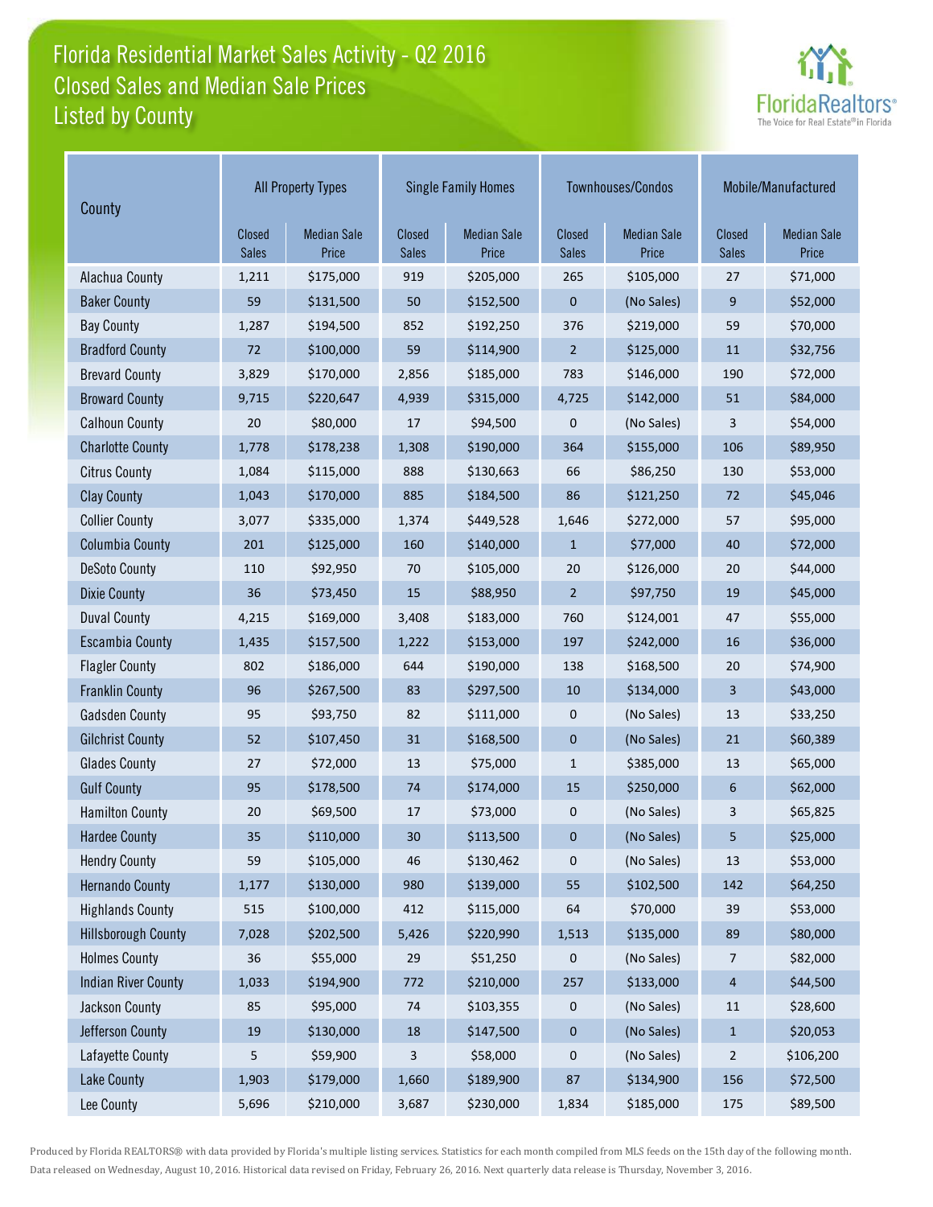# Florida Residential Market Sales Activity - Q2 2016
## Closed Sales and Median Sale Prices
## Listed by County

FloridaRealtors® The Voice for Real Estate® in Florida

| County | All Property Types | | Single Family Homes | | Townhouses/Condos | | Mobile/Manufactured | |
|---|---|---|---|---|---|---|---|---|
| | Closed Sales | Median Sale Price | Closed Sales | Median Sale Price | Closed Sales | Median Sale Price | Closed Sales | Median Sale Price |
| Alachua County | 1,211 | $175,000 | 919 | $205,000 | 265 | $105,000 | 27 | $71,000 |
| Baker County | 59 | $131,500 | 50 | $152,500 | 0 | (No Sales) | 9 | $52,000 |
| Bay County | 1,287 | $194,500 | 852 | $192,250 | 376 | $219,000 | 59 | $70,000 |
| Bradford County | 72 | $100,000 | 59 | $114,900 | 2 | $125,000 | 11 | $32,756 |
| Brevard County | 3,829 | $170,000 | 2,856 | $185,000 | 783 | $146,000 | 190 | $72,000 |
| Broward County | 9,715 | $220,647 | 4,939 | $315,000 | 4,725 | $142,000 | 51 | $84,000 |
| Calhoun County | 20 | $80,000 | 17 | $94,500 | 0 | (No Sales) | 3 | $54,000 |
| Charlotte County | 1,778 | $178,238 | 1,308 | $190,000 | 364 | $155,000 | 106 | $89,950 |
| Citrus County | 1,084 | $115,000 | 888 | $130,663 | 66 | $86,250 | 130 | $53,000 |
| Clay County | 1,043 | $170,000 | 885 | $184,500 | 86 | $121,250 | 72 | $45,046 |
| Collier County | 3,077 | $335,000 | 1,374 | $449,528 | 1,646 | $272,000 | 57 | $95,000 |
| Columbia County | 201 | $125,000 | 160 | $140,000 | 1 | $77,000 | 40 | $72,000 |
| DeSoto County | 110 | $92,950 | 70 | $105,000 | 20 | $126,000 | 20 | $44,000 |
| Dixie County | 36 | $73,450 | 15 | $88,950 | 2 | $97,750 | 19 | $45,000 |
| Duval County | 4,215 | $169,000 | 3,408 | $183,000 | 760 | $124,001 | 47 | $55,000 |
| Escambia County | 1,435 | $157,500 | 1,222 | $153,000 | 197 | $242,000 | 16 | $36,000 |
| Flagler County | 802 | $186,000 | 644 | $190,000 | 138 | $168,500 | 20 | $74,900 |
| Franklin County | 96 | $267,500 | 83 | $297,500 | 10 | $134,000 | 3 | $43,000 |
| Gadsden County | 95 | $93,750 | 82 | $111,000 | 0 | (No Sales) | 13 | $33,250 |
| Gilchrist County | 52 | $107,450 | 31 | $168,500 | 0 | (No Sales) | 21 | $60,389 |
| Glades County | 27 | $72,000 | 13 | $75,000 | 1 | $385,000 | 13 | $65,000 |
| Gulf County | 95 | $178,500 | 74 | $174,000 | 15 | $250,000 | 6 | $62,000 |
| Hamilton County | 20 | $69,500 | 17 | $73,000 | 0 | (No Sales) | 3 | $65,825 |
| Hardee County | 35 | $110,000 | 30 | $113,500 | 0 | (No Sales) | 5 | $25,000 |
| Hendry County | 59 | $105,000 | 46 | $130,462 | 0 | (No Sales) | 13 | $53,000 |
| Hernando County | 1,177 | $130,000 | 980 | $139,000 | 55 | $102,500 | 142 | $64,250 |
| Highlands County | 515 | $100,000 | 412 | $115,000 | 64 | $70,000 | 39 | $53,000 |
| Hillsborough County | 7,028 | $202,500 | 5,426 | $220,990 | 1,513 | $135,000 | 89 | $80,000 |
| Holmes County | 36 | $55,000 | 29 | $51,250 | 0 | (No Sales) | 7 | $82,000 |
| Indian River County | 1,033 | $194,900 | 772 | $210,000 | 257 | $133,000 | 4 | $44,500 |
| Jackson County | 85 | $95,000 | 74 | $103,355 | 0 | (No Sales) | 11 | $28,600 |
| Jefferson County | 19 | $130,000 | 18 | $147,500 | 0 | (No Sales) | 1 | $20,053 |
| Lafayette County | 5 | $59,900 | 3 | $58,000 | 0 | (No Sales) | 2 | $106,200 |
| Lake County | 1,903 | $179,000 | 1,660 | $189,900 | 87 | $134,900 | 156 | $72,500 |
| Lee County | 5,696 | $210,000 | 3,687 | $230,000 | 1,834 | $185,000 | 175 | $89,500 |

Produced by Florida REALTORS® with data provided by Florida's multiple listing services. Statistics for each month compiled from MLS feeds on the 15th day of the following month. Data released on Wednesday, August 10, 2016. Historical data revised on Friday, February 26, 2016. Next quarterly data release is Thursday, November 3, 2016.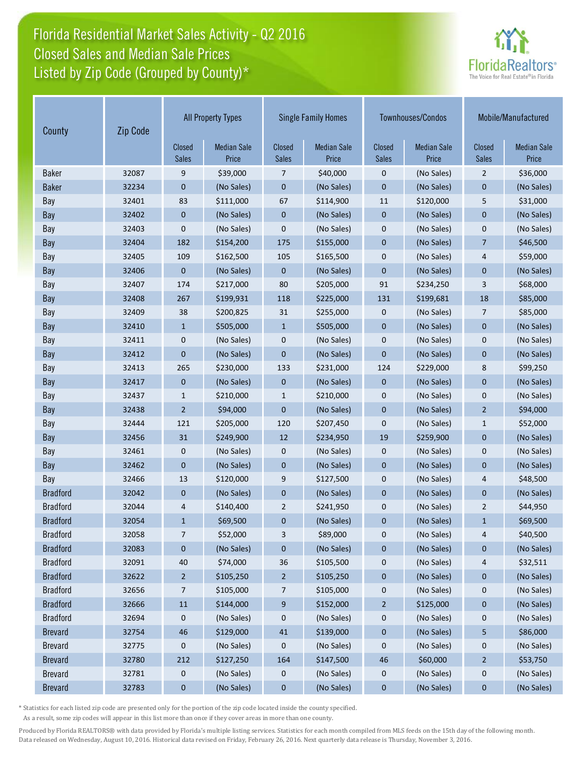# Florida Residential Market Sales Activity - Q2 2016
## Closed Sales and Median Sale Prices
## Listed by Zip Code (Grouped by County)*

FloridaRealtors® The Voice for Real Estate® in Florida

| County | Zip Code | All Property Types | | Single Family Homes | | Townhouses/Condos | | Mobile/Manufactured | |
|---|---|---|---|---|---|---|---|---|---|
| | | Closed Sales | Median Sale Price | Closed Sales | Median Sale Price | Closed Sales | Median Sale Price | Closed Sales | Median Sale Price |
| Baker | 32087 | 9 | $39,000 | 7 | $40,000 | 0 | (No Sales) | 2 | $36,000 |
| Baker | 32234 | 0 | (No Sales) | 0 | (No Sales) | 0 | (No Sales) | 0 | (No Sales) |
| Bay | 32401 | 83 | $111,000 | 67 | $114,900 | 11 | $120,000 | 5 | $31,000 |
| Bay | 32402 | 0 | (No Sales) | 0 | (No Sales) | 0 | (No Sales) | 0 | (No Sales) |
| Bay | 32403 | 0 | (No Sales) | 0 | (No Sales) | 0 | (No Sales) | 0 | (No Sales) |
| Bay | 32404 | 182 | $154,200 | 175 | $155,000 | 0 | (No Sales) | 7 | $46,500 |
| Bay | 32405 | 109 | $162,500 | 105 | $165,500 | 0 | (No Sales) | 4 | $59,000 |
| Bay | 32406 | 0 | (No Sales) | 0 | (No Sales) | 0 | (No Sales) | 0 | (No Sales) |
| Bay | 32407 | 174 | $217,000 | 80 | $205,000 | 91 | $234,250 | 3 | $68,000 |
| Bay | 32408 | 267 | $199,931 | 118 | $225,000 | 131 | $199,681 | 18 | $85,000 |
| Bay | 32409 | 38 | $200,825 | 31 | $255,000 | 0 | (No Sales) | 7 | $85,000 |
| Bay | 32410 | 1 | $505,000 | 1 | $505,000 | 0 | (No Sales) | 0 | (No Sales) |
| Bay | 32411 | 0 | (No Sales) | 0 | (No Sales) | 0 | (No Sales) | 0 | (No Sales) |
| Bay | 32412 | 0 | (No Sales) | 0 | (No Sales) | 0 | (No Sales) | 0 | (No Sales) |
| Bay | 32413 | 265 | $230,000 | 133 | $231,000 | 124 | $229,000 | 8 | $99,250 |
| Bay | 32417 | 0 | (No Sales) | 0 | (No Sales) | 0 | (No Sales) | 0 | (No Sales) |
| Bay | 32437 | 1 | $210,000 | 1 | $210,000 | 0 | (No Sales) | 0 | (No Sales) |
| Bay | 32438 | 2 | $94,000 | 0 | (No Sales) | 0 | (No Sales) | 2 | $94,000 |
| Bay | 32444 | 121 | $205,000 | 120 | $207,450 | 0 | (No Sales) | 1 | $52,000 |
| Bay | 32456 | 31 | $249,900 | 12 | $234,950 | 19 | $259,900 | 0 | (No Sales) |
| Bay | 32461 | 0 | (No Sales) | 0 | (No Sales) | 0 | (No Sales) | 0 | (No Sales) |
| Bay | 32462 | 0 | (No Sales) | 0 | (No Sales) | 0 | (No Sales) | 0 | (No Sales) |
| Bay | 32466 | 13 | $120,000 | 9 | $127,500 | 0 | (No Sales) | 4 | $48,500 |
| Bradford | 32042 | 0 | (No Sales) | 0 | (No Sales) | 0 | (No Sales) | 0 | (No Sales) |
| Bradford | 32044 | 4 | $140,400 | 2 | $241,950 | 0 | (No Sales) | 2 | $44,950 |
| Bradford | 32054 | 1 | $69,500 | 0 | (No Sales) | 0 | (No Sales) | 1 | $69,500 |
| Bradford | 32058 | 7 | $52,000 | 3 | $89,000 | 0 | (No Sales) | 4 | $40,500 |
| Bradford | 32083 | 0 | (No Sales) | 0 | (No Sales) | 0 | (No Sales) | 0 | (No Sales) |
| Bradford | 32091 | 40 | $74,000 | 36 | $105,500 | 0 | (No Sales) | 4 | $32,511 |
| Bradford | 32622 | 2 | $105,250 | 2 | $105,250 | 0 | (No Sales) | 0 | (No Sales) |
| Bradford | 32656 | 7 | $105,000 | 7 | $105,000 | 0 | (No Sales) | 0 | (No Sales) |
| Bradford | 32666 | 11 | $144,000 | 9 | $152,000 | 2 | $125,000 | 0 | (No Sales) |
| Bradford | 32694 | 0 | (No Sales) | 0 | (No Sales) | 0 | (No Sales) | 0 | (No Sales) |
| Brevard | 32754 | 46 | $129,000 | 41 | $139,000 | 0 | (No Sales) | 5 | $86,000 |
| Brevard | 32775 | 0 | (No Sales) | 0 | (No Sales) | 0 | (No Sales) | 0 | (No Sales) |
| Brevard | 32780 | 212 | $127,250 | 164 | $147,500 | 46 | $60,000 | 2 | $53,750 |
| Brevard | 32781 | 0 | (No Sales) | 0 | (No Sales) | 0 | (No Sales) | 0 | (No Sales) |
| Brevard | 32783 | 0 | (No Sales) | 0 | (No Sales) | 0 | (No Sales) | 0 | (No Sales) |

* Statistics for each listed zip code are presented only for the portion of the zip code located inside the county specified.
As a result, some zip codes will appear in this list more than once if they cover areas in more than one county.

Produced by Florida REALTORS® with data provided by Florida's multiple listing services. Statistics for each month compiled from MLS feeds on the 15th day of the following month.
Data released on Wednesday, August 10, 2016. Historical data revised on Friday, February 26, 2016. Next quarterly data release is Thursday, November 3, 2016.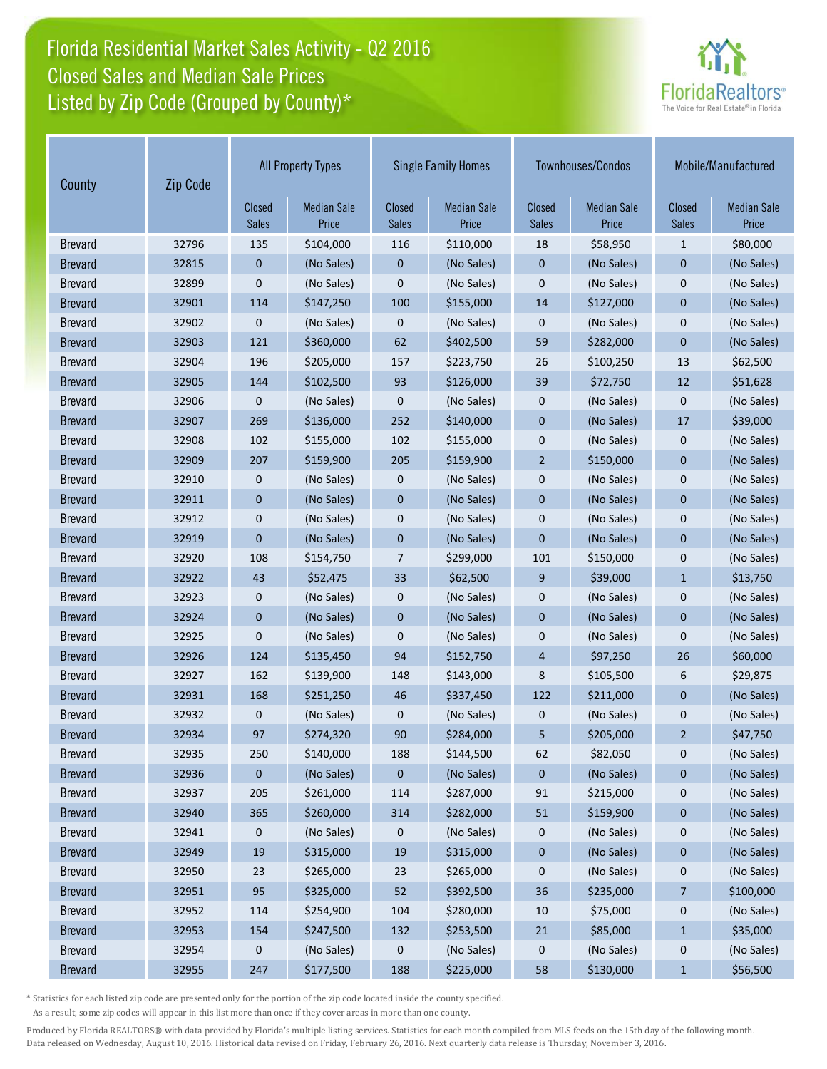# Florida Residential Market Sales Activity - Q2 2016
## Closed Sales and Median Sale Prices
## Listed by Zip Code (Grouped by County)*

| County | Zip Code | All Property Types | | Single Family Homes | | Townhouses/Condos | | Mobile/Manufactured | |
|---|---|---|---|---|---|---|---|---|---|
| | | Closed Sales | Median Sale Price | Closed Sales | Median Sale Price | Closed Sales | Median Sale Price | Closed Sales | Median Sale Price |
| Brevard | 32796 | 135 | $104,000 | 116 | $110,000 | 18 | $58,950 | 1 | $80,000 |
| Brevard | 32815 | 0 | (No Sales) | 0 | (No Sales) | 0 | (No Sales) | 0 | (No Sales) |
| Brevard | 32899 | 0 | (No Sales) | 0 | (No Sales) | 0 | (No Sales) | 0 | (No Sales) |
| Brevard | 32901 | 114 | $147,250 | 100 | $155,000 | 14 | $127,000 | 0 | (No Sales) |
| Brevard | 32902 | 0 | (No Sales) | 0 | (No Sales) | 0 | (No Sales) | 0 | (No Sales) |
| Brevard | 32903 | 121 | $360,000 | 62 | $402,500 | 59 | $282,000 | 0 | (No Sales) |
| Brevard | 32904 | 196 | $205,000 | 157 | $223,750 | 26 | $100,250 | 13 | $62,500 |
| Brevard | 32905 | 144 | $102,500 | 93 | $126,000 | 39 | $72,750 | 12 | $51,628 |
| Brevard | 32906 | 0 | (No Sales) | 0 | (No Sales) | 0 | (No Sales) | 0 | (No Sales) |
| Brevard | 32907 | 269 | $136,000 | 252 | $140,000 | 0 | (No Sales) | 17 | $39,000 |
| Brevard | 32908 | 102 | $155,000 | 102 | $155,000 | 0 | (No Sales) | 0 | (No Sales) |
| Brevard | 32909 | 207 | $159,900 | 205 | $159,900 | 2 | $150,000 | 0 | (No Sales) |
| Brevard | 32910 | 0 | (No Sales) | 0 | (No Sales) | 0 | (No Sales) | 0 | (No Sales) |
| Brevard | 32911 | 0 | (No Sales) | 0 | (No Sales) | 0 | (No Sales) | 0 | (No Sales) |
| Brevard | 32912 | 0 | (No Sales) | 0 | (No Sales) | 0 | (No Sales) | 0 | (No Sales) |
| Brevard | 32919 | 0 | (No Sales) | 0 | (No Sales) | 0 | (No Sales) | 0 | (No Sales) |
| Brevard | 32920 | 108 | $154,750 | 7 | $299,000 | 101 | $150,000 | 0 | (No Sales) |
| Brevard | 32922 | 43 | $52,475 | 33 | $62,500 | 9 | $39,000 | 1 | $13,750 |
| Brevard | 32923 | 0 | (No Sales) | 0 | (No Sales) | 0 | (No Sales) | 0 | (No Sales) |
| Brevard | 32924 | 0 | (No Sales) | 0 | (No Sales) | 0 | (No Sales) | 0 | (No Sales) |
| Brevard | 32925 | 0 | (No Sales) | 0 | (No Sales) | 0 | (No Sales) | 0 | (No Sales) |
| Brevard | 32926 | 124 | $135,450 | 94 | $152,750 | 4 | $97,250 | 26 | $60,000 |
| Brevard | 32927 | 162 | $139,900 | 148 | $143,000 | 8 | $105,500 | 6 | $29,875 |
| Brevard | 32931 | 168 | $251,250 | 46 | $337,450 | 122 | $211,000 | 0 | (No Sales) |
| Brevard | 32932 | 0 | (No Sales) | 0 | (No Sales) | 0 | (No Sales) | 0 | (No Sales) |
| Brevard | 32934 | 97 | $274,320 | 90 | $284,000 | 5 | $205,000 | 2 | $47,750 |
| Brevard | 32935 | 250 | $140,000 | 188 | $144,500 | 62 | $82,050 | 0 | (No Sales) |
| Brevard | 32936 | 0 | (No Sales) | 0 | (No Sales) | 0 | (No Sales) | 0 | (No Sales) |
| Brevard | 32937 | 205 | $261,000 | 114 | $287,000 | 91 | $215,000 | 0 | (No Sales) |
| Brevard | 32940 | 365 | $260,000 | 314 | $282,000 | 51 | $159,900 | 0 | (No Sales) |
| Brevard | 32941 | 0 | (No Sales) | 0 | (No Sales) | 0 | (No Sales) | 0 | (No Sales) |
| Brevard | 32949 | 19 | $315,000 | 19 | $315,000 | 0 | (No Sales) | 0 | (No Sales) |
| Brevard | 32950 | 23 | $265,000 | 23 | $265,000 | 0 | (No Sales) | 0 | (No Sales) |
| Brevard | 32951 | 95 | $325,000 | 52 | $392,500 | 36 | $235,000 | 7 | $100,000 |
| Brevard | 32952 | 114 | $254,900 | 104 | $280,000 | 10 | $75,000 | 0 | (No Sales) |
| Brevard | 32953 | 154 | $247,500 | 132 | $253,500 | 21 | $85,000 | 1 | $35,000 |
| Brevard | 32954 | 0 | (No Sales) | 0 | (No Sales) | 0 | (No Sales) | 0 | (No Sales) |
| Brevard | 32955 | 247 | $177,500 | 188 | $225,000 | 58 | $130,000 | 1 | $56,500 |

\* Statistics for each listed zip code are presented only for the portion of the zip code located inside the county specified. As a result, some zip codes will appear in this list more than once if they cover areas in more than one county.

Produced by Florida REALTORS® with data provided by Florida's multiple listing services. Statistics for each month compiled from MLS feeds on the 15th day of the following month. Data released on Wednesday, August 10, 2016. Historical data revised on Friday, February 26, 2016. Next quarterly data release is Thursday, November 3, 2016.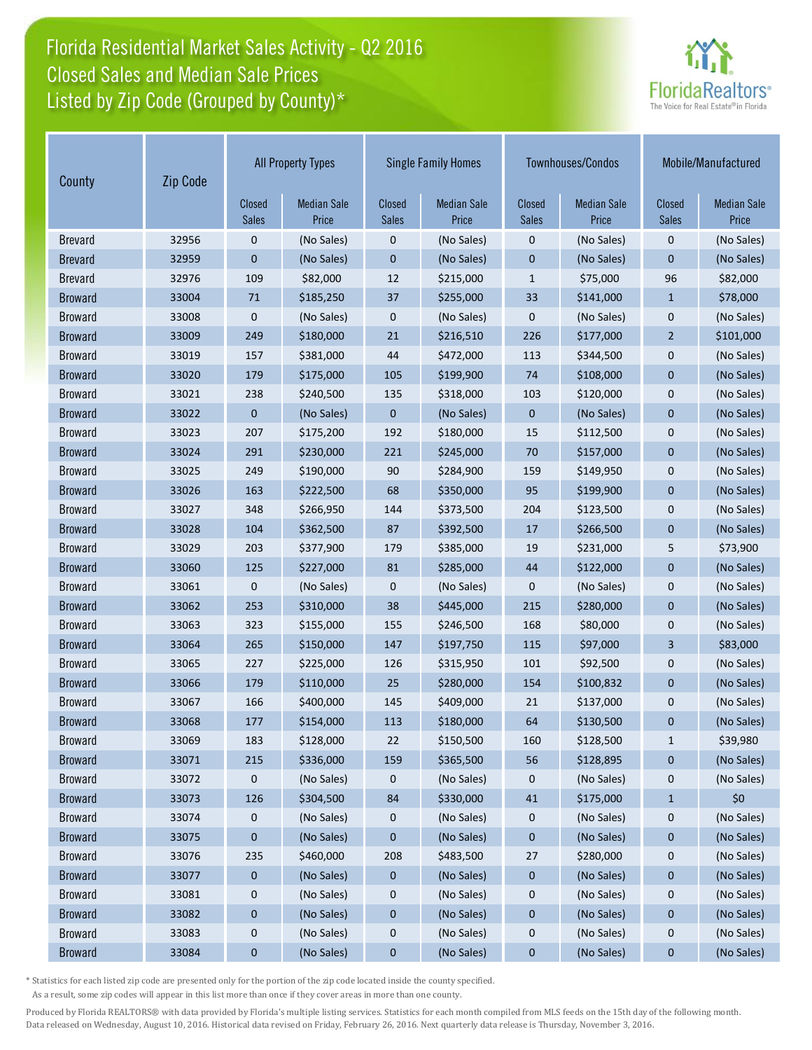# Florida Residential Market Sales Activity - Q2 2016
## Closed Sales and Median Sale Prices
## Listed by Zip Code (Grouped by County)*

FloridaRealtors® The Voice for Real Estate® in Florida

| County | Zip Code | All Property Types | | Single Family Homes | | Townhouses/Condos | | Mobile/Manufactured | |
|---|---|---|---|---|---|---|---|---|---|
| | | Closed Sales | Median Sale Price | Closed Sales | Median Sale Price | Closed Sales | Median Sale Price | Closed Sales | Median Sale Price |
| Brevard | 32956 | 0 | (No Sales) | 0 | (No Sales) | 0 | (No Sales) | 0 | (No Sales) |
| Brevard | 32959 | 0 | (No Sales) | 0 | (No Sales) | 0 | (No Sales) | 0 | (No Sales) |
| Brevard | 32976 | 109 | $82,000 | 12 | $215,000 | 1 | $75,000 | 96 | $82,000 |
| Broward | 33004 | 71 | $185,250 | 37 | $255,000 | 33 | $141,000 | 1 | $78,000 |
| Broward | 33008 | 0 | (No Sales) | 0 | (No Sales) | 0 | (No Sales) | 0 | (No Sales) |
| Broward | 33009 | 249 | $180,000 | 21 | $216,510 | 226 | $177,000 | 2 | $101,000 |
| Broward | 33019 | 157 | $381,000 | 44 | $472,000 | 113 | $344,500 | 0 | (No Sales) |
| Broward | 33020 | 179 | $175,000 | 105 | $199,900 | 74 | $108,000 | 0 | (No Sales) |
| Broward | 33021 | 238 | $240,500 | 135 | $318,000 | 103 | $120,000 | 0 | (No Sales) |
| Broward | 33022 | 0 | (No Sales) | 0 | (No Sales) | 0 | (No Sales) | 0 | (No Sales) |
| Broward | 33023 | 207 | $175,200 | 192 | $180,000 | 15 | $112,500 | 0 | (No Sales) |
| Broward | 33024 | 291 | $230,000 | 221 | $245,000 | 70 | $157,000 | 0 | (No Sales) |
| Broward | 33025 | 249 | $190,000 | 90 | $284,900 | 159 | $149,950 | 0 | (No Sales) |
| Broward | 33026 | 163 | $222,500 | 68 | $350,000 | 95 | $199,900 | 0 | (No Sales) |
| Broward | 33027 | 348 | $266,950 | 144 | $373,500 | 204 | $123,500 | 0 | (No Sales) |
| Broward | 33028 | 104 | $362,500 | 87 | $392,500 | 17 | $266,500 | 0 | (No Sales) |
| Broward | 33029 | 203 | $377,900 | 179 | $385,000 | 19 | $231,000 | 5 | $73,900 |
| Broward | 33060 | 125 | $227,000 | 81 | $285,000 | 44 | $122,000 | 0 | (No Sales) |
| Broward | 33061 | 0 | (No Sales) | 0 | (No Sales) | 0 | (No Sales) | 0 | (No Sales) |
| Broward | 33062 | 253 | $310,000 | 38 | $445,000 | 215 | $280,000 | 0 | (No Sales) |
| Broward | 33063 | 323 | $155,000 | 155 | $246,500 | 168 | $80,000 | 0 | (No Sales) |
| Broward | 33064 | 265 | $150,000 | 147 | $197,750 | 115 | $97,000 | 3 | $83,000 |
| Broward | 33065 | 227 | $225,000 | 126 | $315,950 | 101 | $92,500 | 0 | (No Sales) |
| Broward | 33066 | 179 | $110,000 | 25 | $280,000 | 154 | $100,832 | 0 | (No Sales) |
| Broward | 33067 | 166 | $400,000 | 145 | $409,000 | 21 | $137,000 | 0 | (No Sales) |
| Broward | 33068 | 177 | $154,000 | 113 | $180,000 | 64 | $130,500 | 0 | (No Sales) |
| Broward | 33069 | 183 | $128,000 | 22 | $150,500 | 160 | $128,500 | 1 | $39,980 |
| Broward | 33071 | 215 | $336,000 | 159 | $365,500 | 56 | $128,895 | 0 | (No Sales) |
| Broward | 33072 | 0 | (No Sales) | 0 | (No Sales) | 0 | (No Sales) | 0 | (No Sales) |
| Broward | 33073 | 126 | $304,500 | 84 | $330,000 | 41 | $175,000 | 1 | $0 |
| Broward | 33074 | 0 | (No Sales) | 0 | (No Sales) | 0 | (No Sales) | 0 | (No Sales) |
| Broward | 33075 | 0 | (No Sales) | 0 | (No Sales) | 0 | (No Sales) | 0 | (No Sales) |
| Broward | 33076 | 235 | $460,000 | 208 | $483,500 | 27 | $280,000 | 0 | (No Sales) |
| Broward | 33077 | 0 | (No Sales) | 0 | (No Sales) | 0 | (No Sales) | 0 | (No Sales) |
| Broward | 33081 | 0 | (No Sales) | 0 | (No Sales) | 0 | (No Sales) | 0 | (No Sales) |
| Broward | 33082 | 0 | (No Sales) | 0 | (No Sales) | 0 | (No Sales) | 0 | (No Sales) |
| Broward | 33083 | 0 | (No Sales) | 0 | (No Sales) | 0 | (No Sales) | 0 | (No Sales) |
| Broward | 33084 | 0 | (No Sales) | 0 | (No Sales) | 0 | (No Sales) | 0 | (No Sales) |

* Statistics for each listed zip code are presented only for the portion of the zip code located inside the county specified. As a result, some zip codes will appear in this list more than once if they cover areas in more than one county.

Produced by Florida REALTORS® with data provided by Florida's multiple listing services. Statistics for each month compiled from MLS feeds on the 15th day of the following month. Data released on Wednesday, August 10, 2016. Historical data revised on Friday, February 26, 2016. Next quarterly data release is Thursday, November 3, 2016.